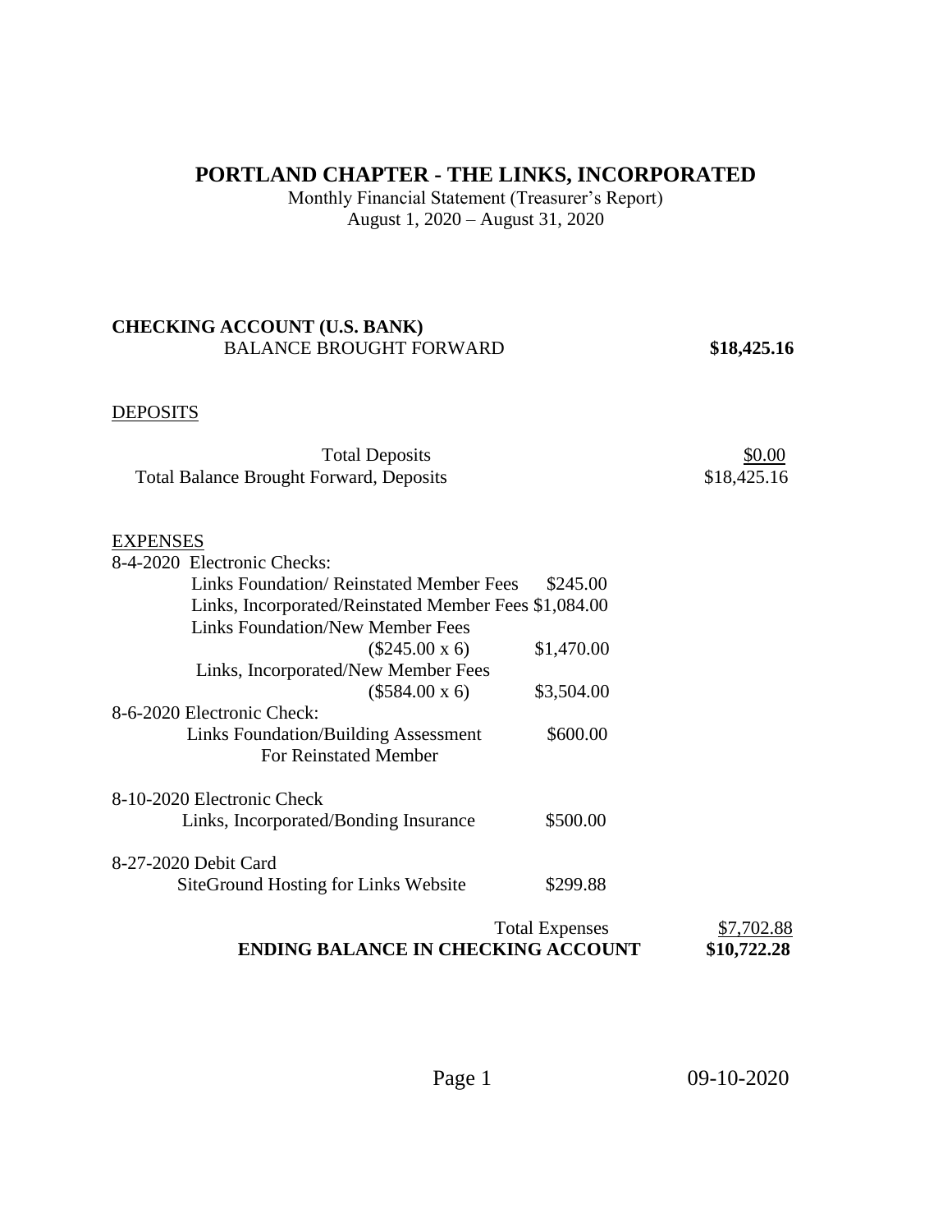# PORTLAND CHAPTER - THE LINKS, INCORPORATED

Monthly Financial Statement (Treasurer's Report)
August 1, 2020 – August 31, 2020

**CHECKING ACCOUNT (U.S. BANK)**

BALANCE BROUGHT FORWARD **$18,425.16**

DEPOSITS

| | | |
|---|---|---|
| Total Deposits | | $0.00 |
| Total Balance Brought Forward, Deposits | | $18,425.16 |

EXPENSES

| | | |
|---|---|---|
| 8-4-2020 Electronic Checks: | | |
| Links Foundation/ Reinstated Member Fees | $245.00 | |
| Links, Incorporated/Reinstated Member Fees | $1,084.00 | |
| Links Foundation/New Member Fees ($245.00 x 6) | $1,470.00 | |
| Links, Incorporated/New Member Fees ($584.00 x 6) | $3,504.00 | |
| 8-6-2020 Electronic Check: | | |
| Links Foundation/Building Assessment For Reinstated Member | $600.00 | |
| 8-10-2020 Electronic Check | | |
| Links, Incorporated/Bonding Insurance | $500.00 | |
| 8-27-2020 Debit Card | | |
| SiteGround Hosting for Links Website | $299.88 | |
| Total Expenses | | $7,702.88 |
| **ENDING BALANCE IN CHECKING ACCOUNT** | | **$10,722.28** |

09-10-2020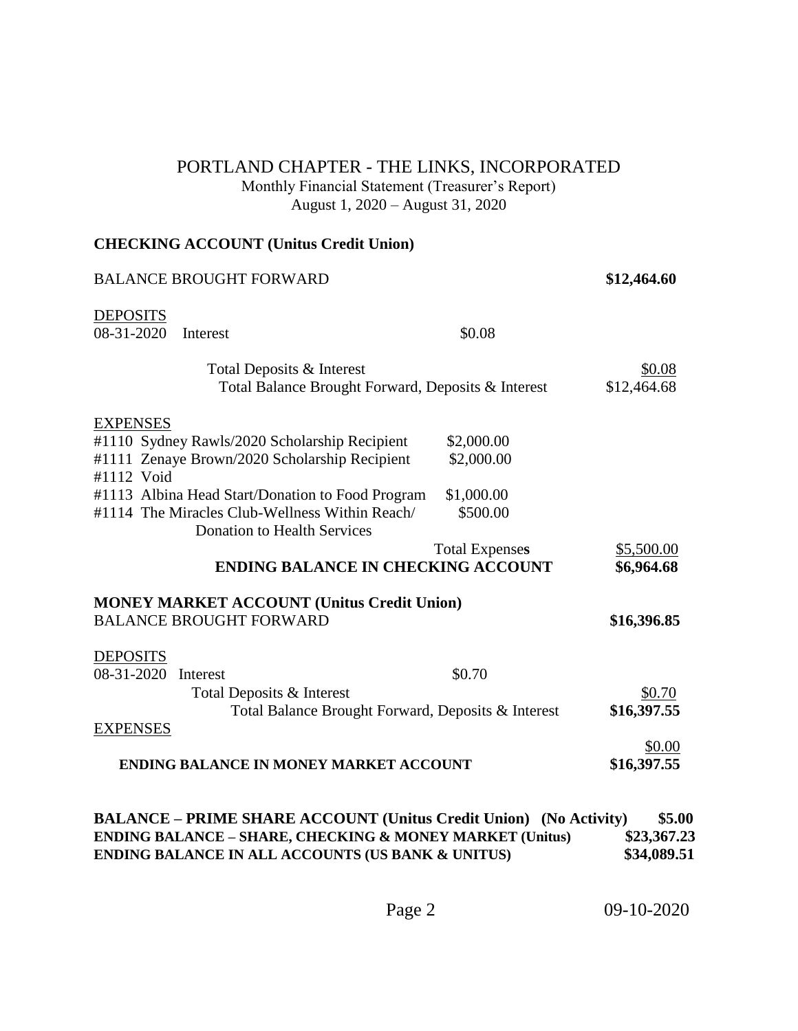# PORTLAND CHAPTER - THE LINKS, INCORPORATED

Monthly Financial Statement (Treasurer's Report)
August 1, 2020 – August 31, 2020

**CHECKING ACCOUNT (Unitus Credit Union)**

| | | |
|---|---|---|
| BALANCE BROUGHT FORWARD | | **$12,464.60** |
| DEPOSITS | | |
| 08-31-2020 Interest | $0.08 | |
| Total Deposits & Interest | | $0.08 |
| Total Balance Brought Forward, Deposits & Interest | | $12,464.68 |
| EXPENSES | | |
| #1110 Sydney Rawls/2020 Scholarship Recipient | $2,000.00 | |
| #1111 Zenaye Brown/2020 Scholarship Recipient | $2,000.00 | |
| #1112 Void | | |
| #1113 Albina Head Start/Donation to Food Program | $1,000.00 | |
| #1114 The Miracles Club-Wellness Within Reach/ Donation to Health Services | $500.00 | |
| | Total Expenses | $5,500.00 |
| **ENDING BALANCE IN CHECKING ACCOUNT** | | **$6,964.68** |

**MONEY MARKET ACCOUNT (Unitus Credit Union)**

| | | |
|---|---|---|
| BALANCE BROUGHT FORWARD | | **$16,396.85** |
| DEPOSITS | | |
| 08-31-2020 Interest | $0.70 | |
| Total Deposits & Interest | | $0.70 |
| Total Balance Brought Forward, Deposits & Interest | | **$16,397.55** |
| EXPENSES | | $0.00 |
| **ENDING BALANCE IN MONEY MARKET ACCOUNT** | | **$16,397.55** |

| | |
|---|---|
| **BALANCE – PRIME SHARE ACCOUNT (Unitus Credit Union) (No Activity)** | **$5.00** |
| **ENDING BALANCE – SHARE, CHECKING & MONEY MARKET (Unitus)** | **$23,367.23** |
| **ENDING BALANCE IN ALL ACCOUNTS (US BANK & UNITUS)** | **$34,089.51** |

09-10-2020